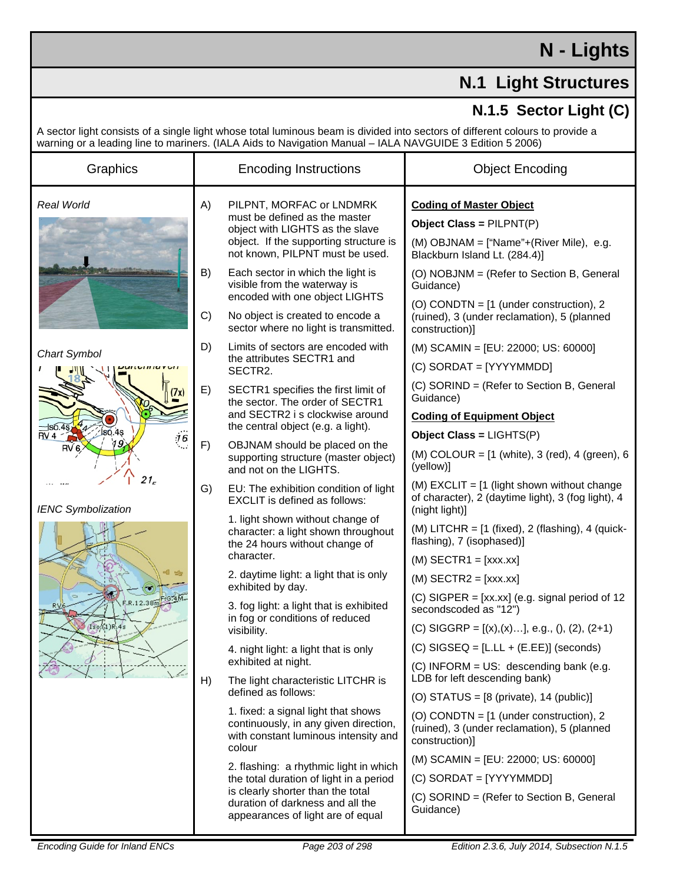# N - Lights

## N.1 Light Structures

### N.1.5 Sector Light (C)

A sector light consists of a single light whose total luminous beam is divided into sectors of different colours to provide a warning or a leading line to mariners. (IALA Aids to Navigation Manual – IALA NAVGUIDE 3 Edition 5 2006)

| Graphics | Encoding Instructions | Object Encoding |
|---|---|---|
| *Real World*<br><br>*Chart Symbol*<br><br>*IENC Symbolization* | A) PILPNT, MORFAC or LNDMRK must be defined as the master object with LIGHTS as the slave object. If the supporting structure is not known, PILPNT must be used.<br><br>B) Each sector in which the light is visible from the waterway is encoded with one object LIGHTS<br><br>C) No object is created to encode a sector where no light is transmitted.<br><br>D) Limits of sectors are encoded with the attributes SECTR1 and SECTR2.<br><br>E) SECTR1 specifies the first limit of the sector. The order of SECTR1 and SECTR2 i s clockwise around the central object (e.g. a light).<br><br>F) OBJNAM should be placed on the supporting structure (master object) and not on the LIGHTS.<br><br>G) EU: The exhibition condition of light EXCLIT is defined as follows:<br><br>1. light shown without change of character: a light shown throughout the 24 hours without change of character.<br><br>2. daytime light: a light that is only exhibited by day.<br><br>3. fog light: a light that is exhibited in fog or conditions of reduced visibility.<br><br>4. night light: a light that is only exhibited at night.<br><br>H) The light characteristic LITCHR is defined as follows:<br><br>1. fixed: a signal light that shows continuously, in any given direction, with constant luminous intensity and colour<br><br>2. flashing: a rhythmic light in which the total duration of light in a period is clearly shorter than the total duration of darkness and all the appearances of light are of equal | **<u>Coding of Master Object</u>**<br><br>**Object Class =** PILPNT(P)<br><br>(M) OBJNAM = ["Name"+(River Mile), e.g. Blackburn Island Lt. (284.4)]<br><br>(O) NOBJNM = (Refer to Section B, General Guidance)<br><br>(O) CONDTN = [1 (under construction), 2 (ruined), 3 (under reclamation), 5 (planned construction)]<br><br>(M) SCAMIN = [EU: 22000; US: 60000]<br><br>(C) SORDAT = [YYYYMMDD]<br><br>(C) SORIND = (Refer to Section B, General Guidance)<br><br>**<u>Coding of Equipment Object</u>**<br><br>**Object Class =** LIGHTS(P)<br><br>(M) COLOUR = [1 (white), 3 (red), 4 (green), 6 (yellow)]<br><br>(M) EXCLIT = [1 (light shown without change of character), 2 (daytime light), 3 (fog light), 4 (night light)]<br><br>(M) LITCHR = [1 (fixed), 2 (flashing), 4 (quick-flashing), 7 (isophased)]<br><br>(M) SECTR1 = [xxx.xx]<br><br>(M) SECTR2 = [xxx.xx]<br><br>(C) SIGPER = [xx.xx] (e.g. signal period of 12 secondscoded as "12")<br><br>(C) SIGGRP = [(x),(x)…], e.g., (), (2), (2+1)<br><br>(C) SIGSEQ = [L.LL + (E.EE)] (seconds)<br><br>(C) INFORM = US: descending bank (e.g. LDB for left descending bank)<br><br>(O) STATUS = [8 (private), 14 (public)]<br><br>(O) CONDTN = [1 (under construction), 2 (ruined), 3 (under reclamation), 5 (planned construction)]<br><br>(M) SCAMIN = [EU: 22000; US: 60000]<br><br>(C) SORDAT = [YYYYMMDD]<br><br>(C) SORIND = (Refer to Section B, General Guidance) |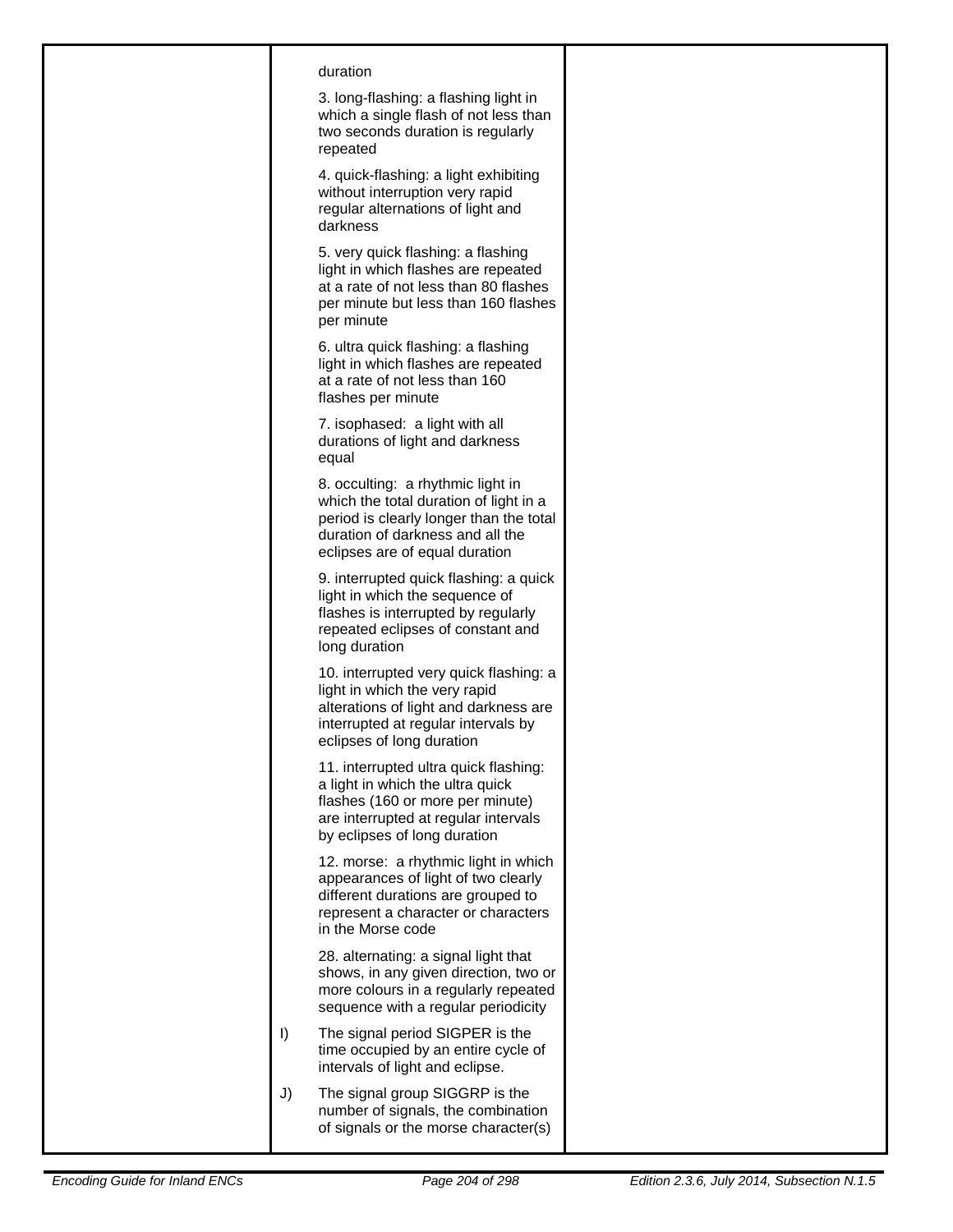| | | |
|---|---|---|
| | duration<br><br>3. long-flashing: a flashing light in which a single flash of not less than two seconds duration is regularly repeated<br><br>4. quick-flashing: a light exhibiting without interruption very rapid regular alternations of light and darkness<br><br>5. very quick flashing: a flashing light in which flashes are repeated at a rate of not less than 80 flashes per minute but less than 160 flashes per minute<br><br>6. ultra quick flashing: a flashing light in which flashes are repeated at a rate of not less than 160 flashes per minute<br><br>7. isophased: a light with all durations of light and darkness equal<br><br>8. occulting: a rhythmic light in which the total duration of light in a period is clearly longer than the total duration of darkness and all the eclipses are of equal duration<br><br>9. interrupted quick flashing: a quick light in which the sequence of flashes is interrupted by regularly repeated eclipses of constant and long duration<br><br>10. interrupted very quick flashing: a light in which the very rapid alterations of light and darkness are interrupted at regular intervals by eclipses of long duration<br><br>11. interrupted ultra quick flashing: a light in which the ultra quick flashes (160 or more per minute) are interrupted at regular intervals by eclipses of long duration<br><br>12. morse: a rhythmic light in which appearances of light of two clearly different durations are grouped to represent a character or characters in the Morse code<br><br>28. alternating: a signal light that shows, in any given direction, two or more colours in a regularly repeated sequence with a regular periodicity<br><br>I) The signal period SIGPER is the time occupied by an entire cycle of intervals of light and eclipse.<br><br>J) The signal group SIGGRP is the number of signals, the combination of signals or the morse character(s) | |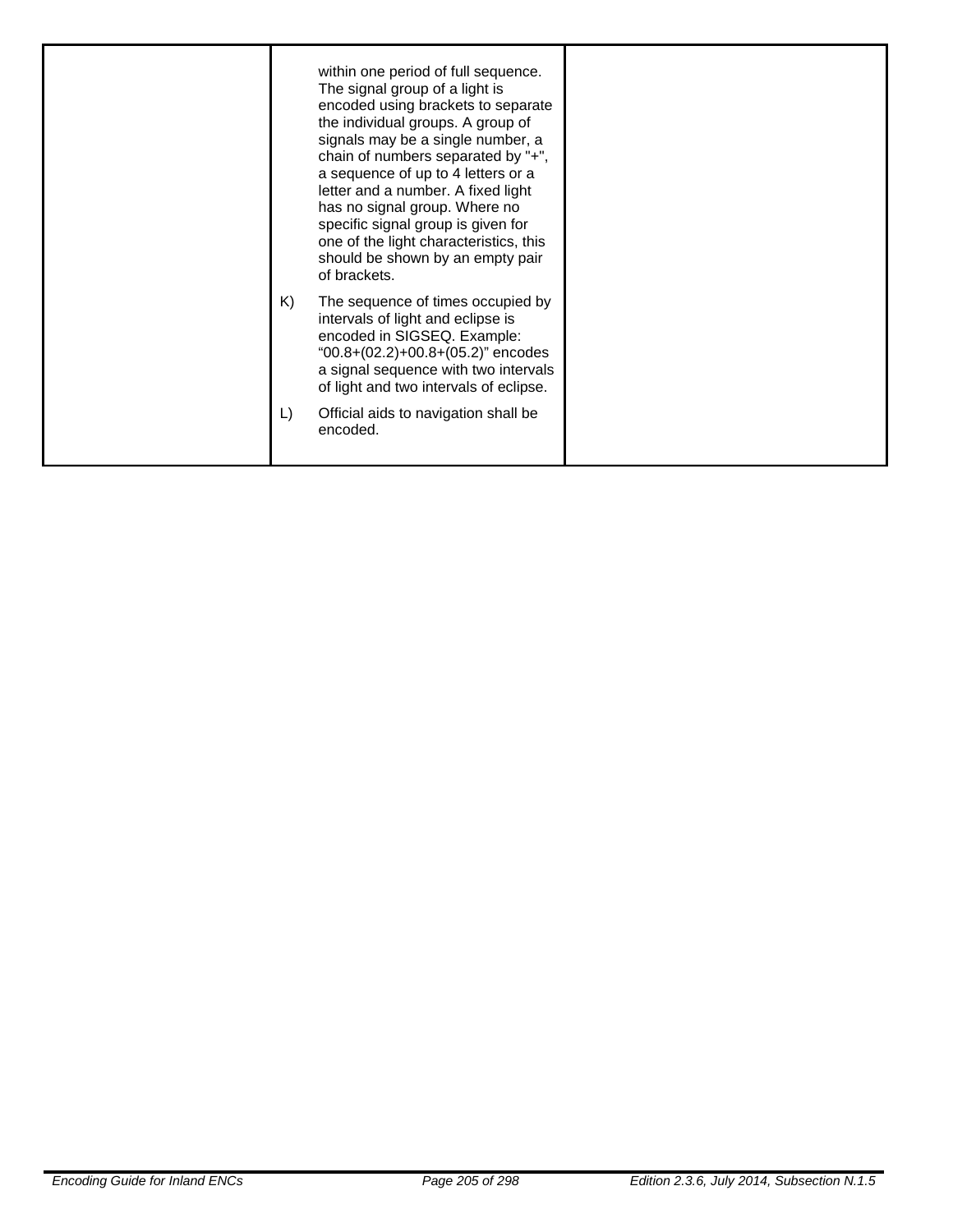| | | |
|---|---|---|
| | within one period of full sequence. The signal group of a light is encoded using brackets to separate the individual groups. A group of signals may be a single number, a chain of numbers separated by "+", a sequence of up to 4 letters or a letter and a number. A fixed light has no signal group. Where no specific signal group is given for one of the light characteristics, this should be shown by an empty pair of brackets.<br><br>K) The sequence of times occupied by intervals of light and eclipse is encoded in SIGSEQ. Example: "00.8+(02.2)+00.8+(05.2)" encodes a signal sequence with two intervals of light and two intervals of eclipse.<br><br>L) Official aids to navigation shall be encoded. | |